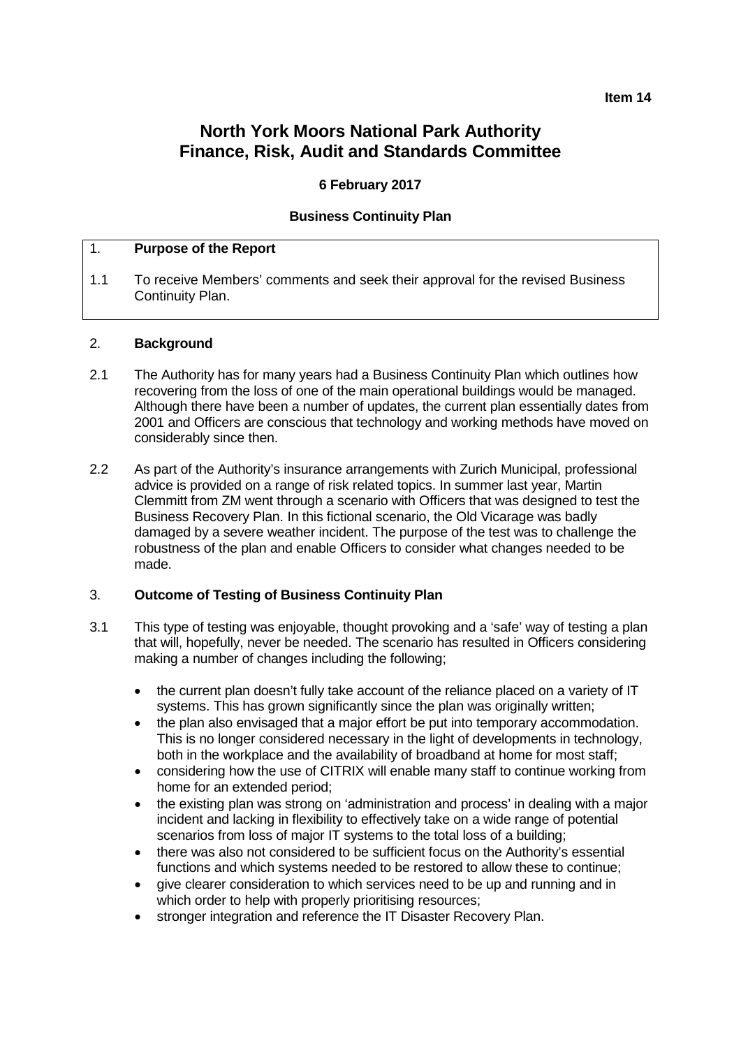**Item 14**

# North York Moors National Park Authority
# Finance, Risk, Audit and Standards Committee

**6 February 2017**

**Business Continuity Plan**

## 1. Purpose of the Report

1.1 To receive Members' comments and seek their approval for the revised Business Continuity Plan.

## 2. Background

2.1 The Authority has for many years had a Business Continuity Plan which outlines how recovering from the loss of one of the main operational buildings would be managed. Although there have been a number of updates, the current plan essentially dates from 2001 and Officers are conscious that technology and working methods have moved on considerably since then.

2.2 As part of the Authority's insurance arrangements with Zurich Municipal, professional advice is provided on a range of risk related topics. In summer last year, Martin Clemmitt from ZM went through a scenario with Officers that was designed to test the Business Recovery Plan. In this fictional scenario, the Old Vicarage was badly damaged by a severe weather incident. The purpose of the test was to challenge the robustness of the plan and enable Officers to consider what changes needed to be made.

## 3. Outcome of Testing of Business Continuity Plan

3.1 This type of testing was enjoyable, thought provoking and a 'safe' way of testing a plan that will, hopefully, never be needed. The scenario has resulted in Officers considering making a number of changes including the following;

- the current plan doesn't fully take account of the reliance placed on a variety of IT systems. This has grown significantly since the plan was originally written;
- the plan also envisaged that a major effort be put into temporary accommodation. This is no longer considered necessary in the light of developments in technology, both in the workplace and the availability of broadband at home for most staff;
- considering how the use of CITRIX will enable many staff to continue working from home for an extended period;
- the existing plan was strong on 'administration and process' in dealing with a major incident and lacking in flexibility to effectively take on a wide range of potential scenarios from loss of major IT systems to the total loss of a building;
- there was also not considered to be sufficient focus on the Authority's essential functions and which systems needed to be restored to allow these to continue;
- give clearer consideration to which services need to be up and running and in which order to help with properly prioritising resources;
- stronger integration and reference the IT Disaster Recovery Plan.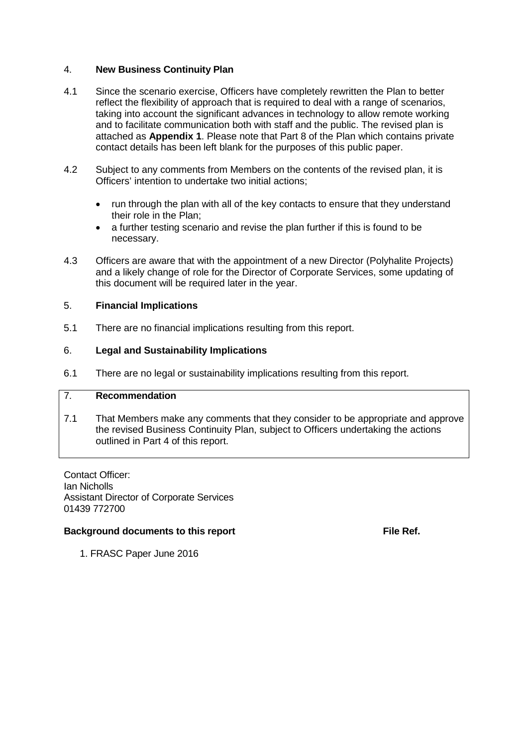## 4. New Business Continuity Plan

4.1 Since the scenario exercise, Officers have completely rewritten the Plan to better reflect the flexibility of approach that is required to deal with a range of scenarios, taking into account the significant advances in technology to allow remote working and to facilitate communication both with staff and the public. The revised plan is attached as **Appendix 1**. Please note that Part 8 of the Plan which contains private contact details has been left blank for the purposes of this public paper.

4.2 Subject to any comments from Members on the contents of the revised plan, it is Officers' intention to undertake two initial actions;

- run through the plan with all of the key contacts to ensure that they understand their role in the Plan;
- a further testing scenario and revise the plan further if this is found to be necessary.

4.3 Officers are aware that with the appointment of a new Director (Polyhalite Projects) and a likely change of role for the Director of Corporate Services, some updating of this document will be required later in the year.

## 5. Financial Implications

5.1 There are no financial implications resulting from this report.

## 6. Legal and Sustainability Implications

6.1 There are no legal or sustainability implications resulting from this report.

## 7. Recommendation

7.1 That Members make any comments that they consider to be appropriate and approve the revised Business Continuity Plan, subject to Officers undertaking the actions outlined in Part 4 of this report.

Contact Officer:
Ian Nicholls
Assistant Director of Corporate Services
01439 772700

**Background documents to this report** **File Ref.**

1. FRASC Paper June 2016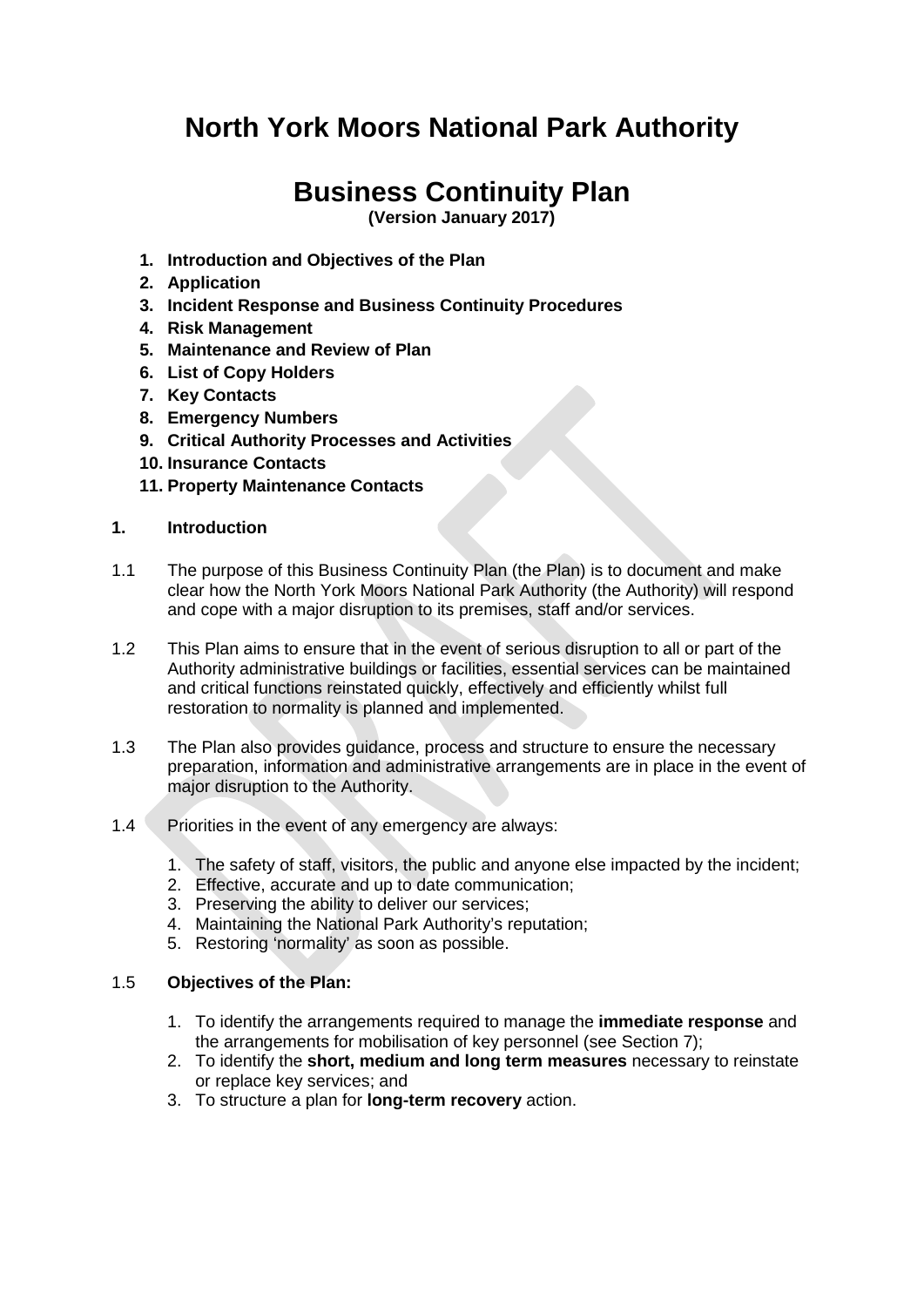# North York Moors National Park Authority

# Business Continuity Plan

**(Version January 2017)**

1. **Introduction and Objectives of the Plan**
2. **Application**
3. **Incident Response and Business Continuity Procedures**
4. **Risk Management**
5. **Maintenance and Review of Plan**
6. **List of Copy Holders**
7. **Key Contacts**
8. **Emergency Numbers**
9. **Critical Authority Processes and Activities**
10. **Insurance Contacts**
11. **Property Maintenance Contacts**

## 1. Introduction

1.1 The purpose of this Business Continuity Plan (the Plan) is to document and make clear how the North York Moors National Park Authority (the Authority) will respond and cope with a major disruption to its premises, staff and/or services.

1.2 This Plan aims to ensure that in the event of serious disruption to all or part of the Authority administrative buildings or facilities, essential services can be maintained and critical functions reinstated quickly, effectively and efficiently whilst full restoration to normality is planned and implemented.

1.3 The Plan also provides guidance, process and structure to ensure the necessary preparation, information and administrative arrangements are in place in the event of major disruption to the Authority.

1.4 Priorities in the event of any emergency are always:

1. The safety of staff, visitors, the public and anyone else impacted by the incident;
2. Effective, accurate and up to date communication;
3. Preserving the ability to deliver our services;
4. Maintaining the National Park Authority's reputation;
5. Restoring 'normality' as soon as possible.

1.5 **Objectives of the Plan:**

1. To identify the arrangements required to manage the **immediate response** and the arrangements for mobilisation of key personnel (see Section 7);
2. To identify the **short, medium and long term measures** necessary to reinstate or replace key services; and
3. To structure a plan for **long-term recovery** action.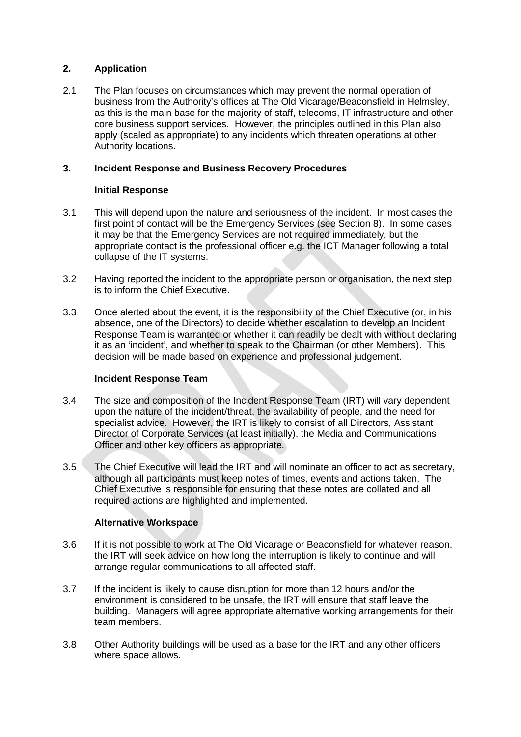## 2. Application

2.1 The Plan focuses on circumstances which may prevent the normal operation of business from the Authority's offices at The Old Vicarage/Beaconsfield in Helmsley, as this is the main base for the majority of staff, telecoms, IT infrastructure and other core business support services. However, the principles outlined in this Plan also apply (scaled as appropriate) to any incidents which threaten operations at other Authority locations.

## 3. Incident Response and Business Recovery Procedures

### Initial Response

3.1 This will depend upon the nature and seriousness of the incident. In most cases the first point of contact will be the Emergency Services (see Section 8). In some cases it may be that the Emergency Services are not required immediately, but the appropriate contact is the professional officer e.g. the ICT Manager following a total collapse of the IT systems.

3.2 Having reported the incident to the appropriate person or organisation, the next step is to inform the Chief Executive.

3.3 Once alerted about the event, it is the responsibility of the Chief Executive (or, in his absence, one of the Directors) to decide whether escalation to develop an Incident Response Team is warranted or whether it can readily be dealt with without declaring it as an 'incident', and whether to speak to the Chairman (or other Members). This decision will be made based on experience and professional judgement.

### Incident Response Team

3.4 The size and composition of the Incident Response Team (IRT) will vary dependent upon the nature of the incident/threat, the availability of people, and the need for specialist advice. However, the IRT is likely to consist of all Directors, Assistant Director of Corporate Services (at least initially), the Media and Communications Officer and other key officers as appropriate.

3.5 The Chief Executive will lead the IRT and will nominate an officer to act as secretary, although all participants must keep notes of times, events and actions taken. The Chief Executive is responsible for ensuring that these notes are collated and all required actions are highlighted and implemented.

### Alternative Workspace

3.6 If it is not possible to work at The Old Vicarage or Beaconsfield for whatever reason, the IRT will seek advice on how long the interruption is likely to continue and will arrange regular communications to all affected staff.

3.7 If the incident is likely to cause disruption for more than 12 hours and/or the environment is considered to be unsafe, the IRT will ensure that staff leave the building. Managers will agree appropriate alternative working arrangements for their team members.

3.8 Other Authority buildings will be used as a base for the IRT and any other officers where space allows.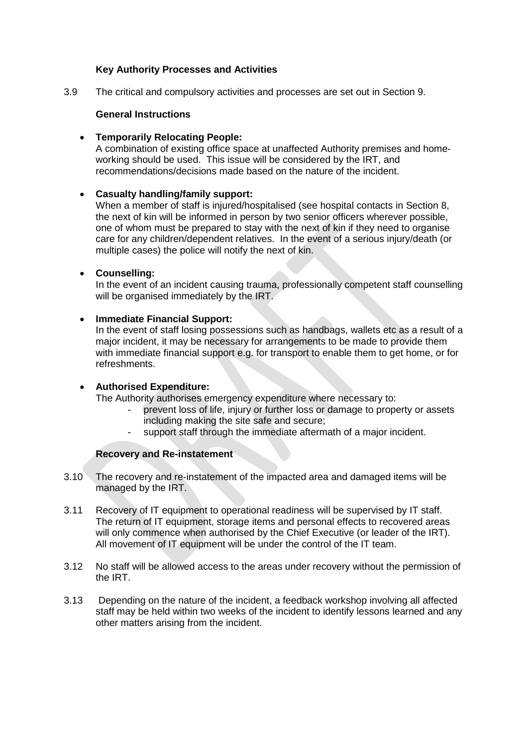**Key Authority Processes and Activities**

3.9 The critical and compulsory activities and processes are set out in Section 9.

**General Instructions**

- **Temporarily Relocating People:**
  A combination of existing office space at unaffected Authority premises and home-working should be used. This issue will be considered by the IRT, and recommendations/decisions made based on the nature of the incident.

- **Casualty handling/family support:**
  When a member of staff is injured/hospitalised (see hospital contacts in Section 8, the next of kin will be informed in person by two senior officers wherever possible, one of whom must be prepared to stay with the next of kin if they need to organise care for any children/dependent relatives. In the event of a serious injury/death (or multiple cases) the police will notify the next of kin.

- **Counselling:**
  In the event of an incident causing trauma, professionally competent staff counselling will be organised immediately by the IRT.

- **Immediate Financial Support:**
  In the event of staff losing possessions such as handbags, wallets etc as a result of a major incident, it may be necessary for arrangements to be made to provide them with immediate financial support e.g. for transport to enable them to get home, or for refreshments.

- **Authorised Expenditure:**
  The Authority authorises emergency expenditure where necessary to:
  - prevent loss of life, injury or further loss or damage to property or assets including making the site safe and secure;
  - support staff through the immediate aftermath of a major incident.

**Recovery and Re-instatement**

3.10 The recovery and re-instatement of the impacted area and damaged items will be managed by the IRT.

3.11 Recovery of IT equipment to operational readiness will be supervised by IT staff. The return of IT equipment, storage items and personal effects to recovered areas will only commence when authorised by the Chief Executive (or leader of the IRT). All movement of IT equipment will be under the control of the IT team.

3.12 No staff will be allowed access to the areas under recovery without the permission of the IRT.

3.13 Depending on the nature of the incident, a feedback workshop involving all affected staff may be held within two weeks of the incident to identify lessons learned and any other matters arising from the incident.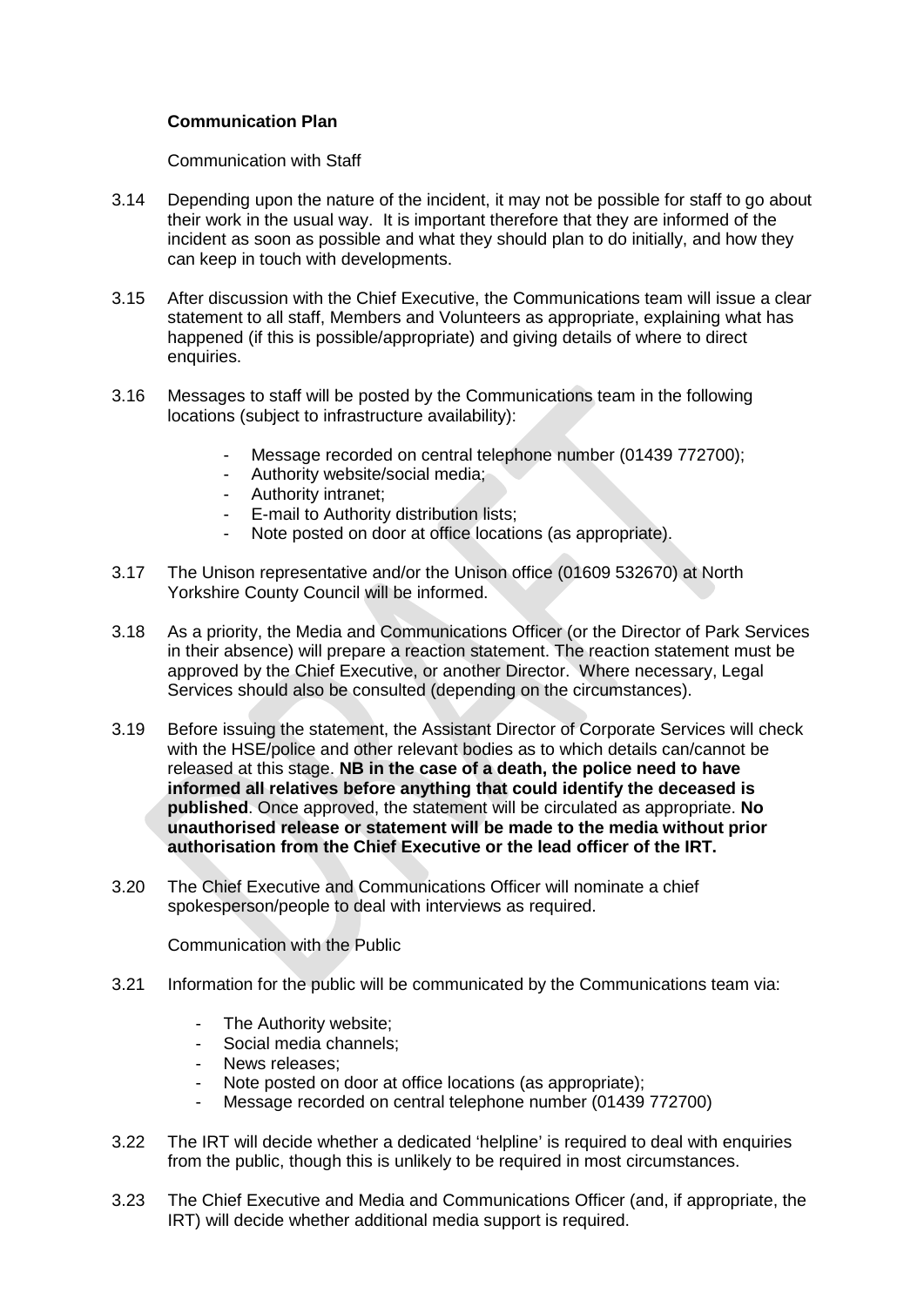**Communication Plan**

Communication with Staff

3.14 Depending upon the nature of the incident, it may not be possible for staff to go about their work in the usual way. It is important therefore that they are informed of the incident as soon as possible and what they should plan to do initially, and how they can keep in touch with developments.

3.15 After discussion with the Chief Executive, the Communications team will issue a clear statement to all staff, Members and Volunteers as appropriate, explaining what has happened (if this is possible/appropriate) and giving details of where to direct enquiries.

3.16 Messages to staff will be posted by the Communications team in the following locations (subject to infrastructure availability):

- Message recorded on central telephone number (01439 772700);
- Authority website/social media;
- Authority intranet;
- E-mail to Authority distribution lists;
- Note posted on door at office locations (as appropriate).

3.17 The Unison representative and/or the Unison office (01609 532670) at North Yorkshire County Council will be informed.

3.18 As a priority, the Media and Communications Officer (or the Director of Park Services in their absence) will prepare a reaction statement. The reaction statement must be approved by the Chief Executive, or another Director. Where necessary, Legal Services should also be consulted (depending on the circumstances).

3.19 Before issuing the statement, the Assistant Director of Corporate Services will check with the HSE/police and other relevant bodies as to which details can/cannot be released at this stage. **NB in the case of a death, the police need to have informed all relatives before anything that could identify the deceased is published**. Once approved, the statement will be circulated as appropriate. **No unauthorised release or statement will be made to the media without prior authorisation from the Chief Executive or the lead officer of the IRT.**

3.20 The Chief Executive and Communications Officer will nominate a chief spokesperson/people to deal with interviews as required.

Communication with the Public

3.21 Information for the public will be communicated by the Communications team via:

- The Authority website;
- Social media channels;
- News releases;
- Note posted on door at office locations (as appropriate);
- Message recorded on central telephone number (01439 772700)

3.22 The IRT will decide whether a dedicated 'helpline' is required to deal with enquiries from the public, though this is unlikely to be required in most circumstances.

3.23 The Chief Executive and Media and Communications Officer (and, if appropriate, the IRT) will decide whether additional media support is required.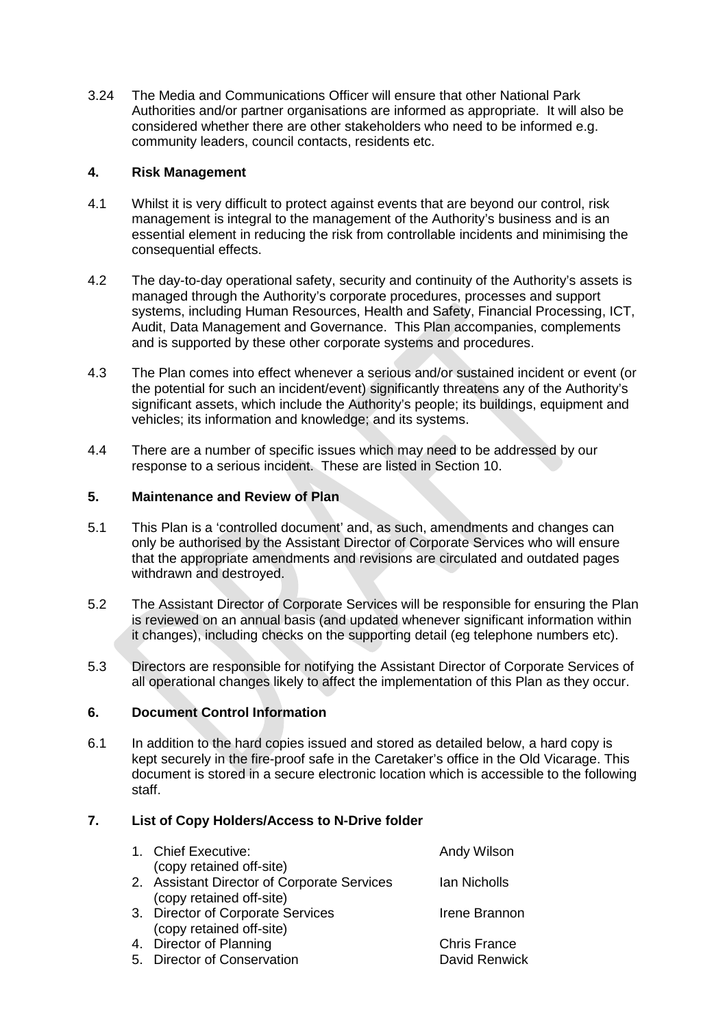3.24 The Media and Communications Officer will ensure that other National Park Authorities and/or partner organisations are informed as appropriate. It will also be considered whether there are other stakeholders who need to be informed e.g. community leaders, council contacts, residents etc.

## 4. Risk Management

4.1 Whilst it is very difficult to protect against events that are beyond our control, risk management is integral to the management of the Authority's business and is an essential element in reducing the risk from controllable incidents and minimising the consequential effects.

4.2 The day-to-day operational safety, security and continuity of the Authority's assets is managed through the Authority's corporate procedures, processes and support systems, including Human Resources, Health and Safety, Financial Processing, ICT, Audit, Data Management and Governance. This Plan accompanies, complements and is supported by these other corporate systems and procedures.

4.3 The Plan comes into effect whenever a serious and/or sustained incident or event (or the potential for such an incident/event) significantly threatens any of the Authority's significant assets, which include the Authority's people; its buildings, equipment and vehicles; its information and knowledge; and its systems.

4.4 There are a number of specific issues which may need to be addressed by our response to a serious incident. These are listed in Section 10.

## 5. Maintenance and Review of Plan

5.1 This Plan is a 'controlled document' and, as such, amendments and changes can only be authorised by the Assistant Director of Corporate Services who will ensure that the appropriate amendments and revisions are circulated and outdated pages withdrawn and destroyed.

5.2 The Assistant Director of Corporate Services will be responsible for ensuring the Plan is reviewed on an annual basis (and updated whenever significant information within it changes), including checks on the supporting detail (eg telephone numbers etc).

5.3 Directors are responsible for notifying the Assistant Director of Corporate Services of all operational changes likely to affect the implementation of this Plan as they occur.

## 6. Document Control Information

6.1 In addition to the hard copies issued and stored as detailed below, a hard copy is kept securely in the fire-proof safe in the Caretaker's office in the Old Vicarage. This document is stored in a secure electronic location which is accessible to the following staff.

## 7. List of Copy Holders/Access to N-Drive folder

| | |
|---|---|
| 1. Chief Executive: (copy retained off-site) | Andy Wilson |
| 2. Assistant Director of Corporate Services (copy retained off-site) | Ian Nicholls |
| 3. Director of Corporate Services (copy retained off-site) | Irene Brannon |
| 4. Director of Planning | Chris France |
| 5. Director of Conservation | David Renwick |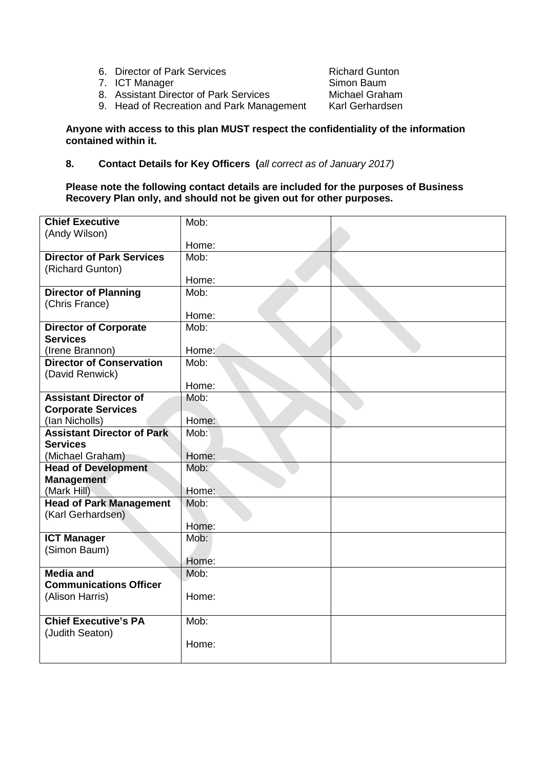6. Director of Park Services — Richard Gunton
7. ICT Manager — Simon Baum
8. Assistant Director of Park Services — Michael Graham
9. Head of Recreation and Park Management — Karl Gerhardsen

**Anyone with access to this plan MUST respect the confidentiality of the information contained within it.**

## 8. Contact Details for Key Officers (*all correct as of January 2017)*

**Please note the following contact details are included for the purposes of Business Recovery Plan only, and should not be given out for other purposes.**

| | | |
|---|---|---|
| **Chief Executive** (Andy Wilson) | Mob:<br>Home: | |
| **Director of Park Services** (Richard Gunton) | Mob:<br>Home: | |
| **Director of Planning** (Chris France) | Mob:<br>Home: | |
| **Director of Corporate Services** (Irene Brannon) | Mob:<br>Home: | |
| **Director of Conservation** (David Renwick) | Mob:<br>Home: | |
| **Assistant Director of Corporate Services** (Ian Nicholls) | Mob:<br>Home: | |
| **Assistant Director of Park Services** (Michael Graham) | Mob:<br>Home: | |
| **Head of Development Management** (Mark Hill) | Mob:<br>Home: | |
| **Head of Park Management** (Karl Gerhardsen) | Mob:<br>Home: | |
| **ICT Manager** (Simon Baum) | Mob:<br>Home: | |
| **Media and Communications Officer** (Alison Harris) | Mob:<br>Home: | |
| **Chief Executive's PA** (Judith Seaton) | Mob:<br>Home: | |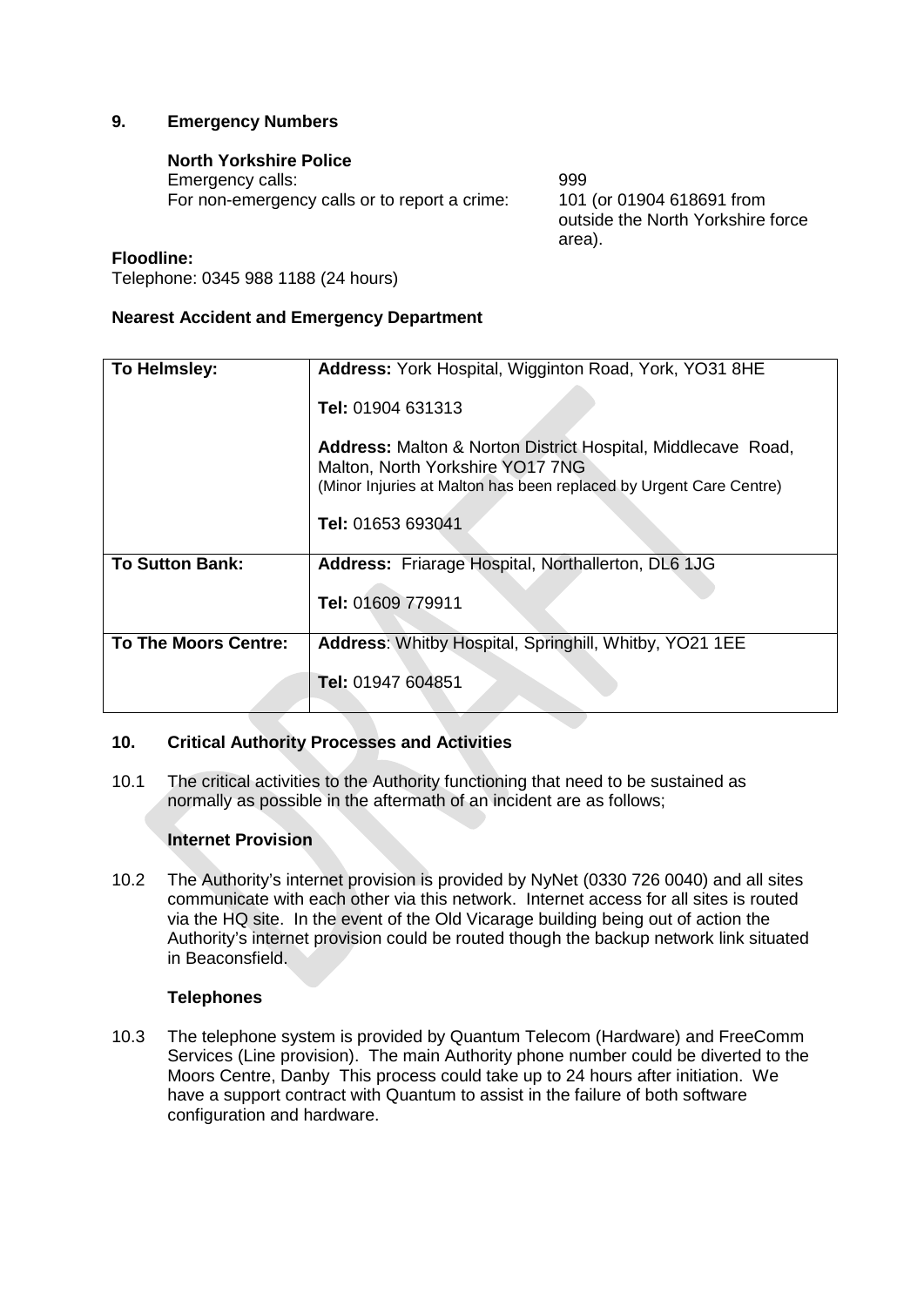## 9. Emergency Numbers

**North Yorkshire Police**

Emergency calls: 999

For non-emergency calls or to report a crime: 101 (or 01904 618691 from outside the North Yorkshire force area).

**Floodline:**

Telephone: 0345 988 1188 (24 hours)

**Nearest Accident and Emergency Department**

| | |
|---|---|
| **To Helmsley:** | **Address:** York Hospital, Wigginton Road, York, YO31 8HE<br><br>**Tel:** 01904 631313<br><br>**Address:** Malton & Norton District Hospital, Middlecave Road, Malton, North Yorkshire YO17 7NG<br>(Minor Injuries at Malton has been replaced by Urgent Care Centre)<br><br>**Tel:** 01653 693041 |
| **To Sutton Bank:** | **Address:** Friarage Hospital, Northallerton, DL6 1JG<br><br>**Tel:** 01609 779911 |
| **To The Moors Centre:** | **Address**: Whitby Hospital, Springhill, Whitby, YO21 1EE<br><br>**Tel:** 01947 604851 |

## 10. Critical Authority Processes and Activities

10.1 The critical activities to the Authority functioning that need to be sustained as normally as possible in the aftermath of an incident are as follows;

**Internet Provision**

10.2 The Authority's internet provision is provided by NyNet (0330 726 0040) and all sites communicate with each other via this network. Internet access for all sites is routed via the HQ site. In the event of the Old Vicarage building being out of action the Authority's internet provision could be routed though the backup network link situated in Beaconsfield.

**Telephones**

10.3 The telephone system is provided by Quantum Telecom (Hardware) and FreeComm Services (Line provision). The main Authority phone number could be diverted to the Moors Centre, Danby This process could take up to 24 hours after initiation. We have a support contract with Quantum to assist in the failure of both software configuration and hardware.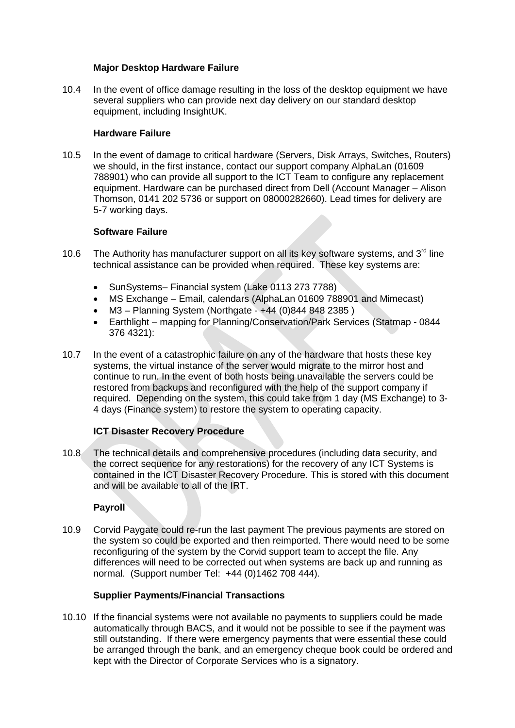**Major Desktop Hardware Failure**

10.4 In the event of office damage resulting in the loss of the desktop equipment we have several suppliers who can provide next day delivery on our standard desktop equipment, including InsightUK.

**Hardware Failure**

10.5 In the event of damage to critical hardware (Servers, Disk Arrays, Switches, Routers) we should, in the first instance, contact our support company AlphaLan (01609 788901) who can provide all support to the ICT Team to configure any replacement equipment. Hardware can be purchased direct from Dell (Account Manager – Alison Thomson, 0141 202 5736 or support on 08000282660). Lead times for delivery are 5-7 working days.

**Software Failure**

10.6 The Authority has manufacturer support on all its key software systems, and 3rd line technical assistance can be provided when required. These key systems are:

- SunSystems– Financial system (Lake 0113 273 7788)
- MS Exchange – Email, calendars (AlphaLan 01609 788901 and Mimecast)
- M3 – Planning System (Northgate - +44 (0)844 848 2385 )
- Earthlight – mapping for Planning/Conservation/Park Services (Statmap - 0844 376 4321):

10.7 In the event of a catastrophic failure on any of the hardware that hosts these key systems, the virtual instance of the server would migrate to the mirror host and continue to run. In the event of both hosts being unavailable the servers could be restored from backups and reconfigured with the help of the support company if required. Depending on the system, this could take from 1 day (MS Exchange) to 3-4 days (Finance system) to restore the system to operating capacity.

**ICT Disaster Recovery Procedure**

10.8 The technical details and comprehensive procedures (including data security, and the correct sequence for any restorations) for the recovery of any ICT Systems is contained in the ICT Disaster Recovery Procedure. This is stored with this document and will be available to all of the IRT.

**Payroll**

10.9 Corvid Paygate could re-run the last payment The previous payments are stored on the system so could be exported and then reimported. There would need to be some reconfiguring of the system by the Corvid support team to accept the file. Any differences will need to be corrected out when systems are back up and running as normal. (Support number Tel: +44 (0)1462 708 444).

**Supplier Payments/Financial Transactions**

10.10 If the financial systems were not available no payments to suppliers could be made automatically through BACS, and it would not be possible to see if the payment was still outstanding. If there were emergency payments that were essential these could be arranged through the bank, and an emergency cheque book could be ordered and kept with the Director of Corporate Services who is a signatory.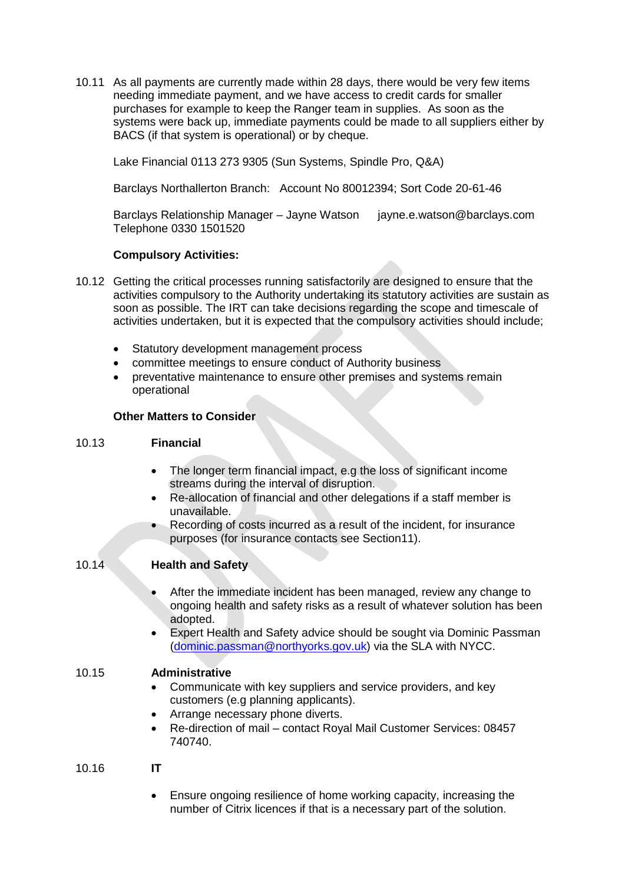10.11 As all payments are currently made within 28 days, there would be very few items needing immediate payment, and we have access to credit cards for smaller purchases for example to keep the Ranger team in supplies. As soon as the systems were back up, immediate payments could be made to all suppliers either by BACS (if that system is operational) or by cheque.

Lake Financial 0113 273 9305 (Sun Systems, Spindle Pro, Q&A)

Barclays Northallerton Branch: Account No 80012394; Sort Code 20-61-46

Barclays Relationship Manager – Jayne Watson jayne.e.watson@barclays.com
Telephone 0330 1501520

**Compulsory Activities:**

10.12 Getting the critical processes running satisfactorily are designed to ensure that the activities compulsory to the Authority undertaking its statutory activities are sustain as soon as possible. The IRT can take decisions regarding the scope and timescale of activities undertaken, but it is expected that the compulsory activities should include;

- Statutory development management process
- committee meetings to ensure conduct of Authority business
- preventative maintenance to ensure other premises and systems remain operational

**Other Matters to Consider**

10.13 **Financial**

- The longer term financial impact, e.g the loss of significant income streams during the interval of disruption.
- Re-allocation of financial and other delegations if a staff member is unavailable.
- Recording of costs incurred as a result of the incident, for insurance purposes (for insurance contacts see Section11).

10.14 **Health and Safety**

- After the immediate incident has been managed, review any change to ongoing health and safety risks as a result of whatever solution has been adopted.
- Expert Health and Safety advice should be sought via Dominic Passman (dominic.passman@northyorks.gov.uk) via the SLA with NYCC.

10.15 **Administrative**

- Communicate with key suppliers and service providers, and key customers (e.g planning applicants).
- Arrange necessary phone diverts.
- Re-direction of mail – contact Royal Mail Customer Services: 08457 740740.

10.16 **IT**

- Ensure ongoing resilience of home working capacity, increasing the number of Citrix licences if that is a necessary part of the solution.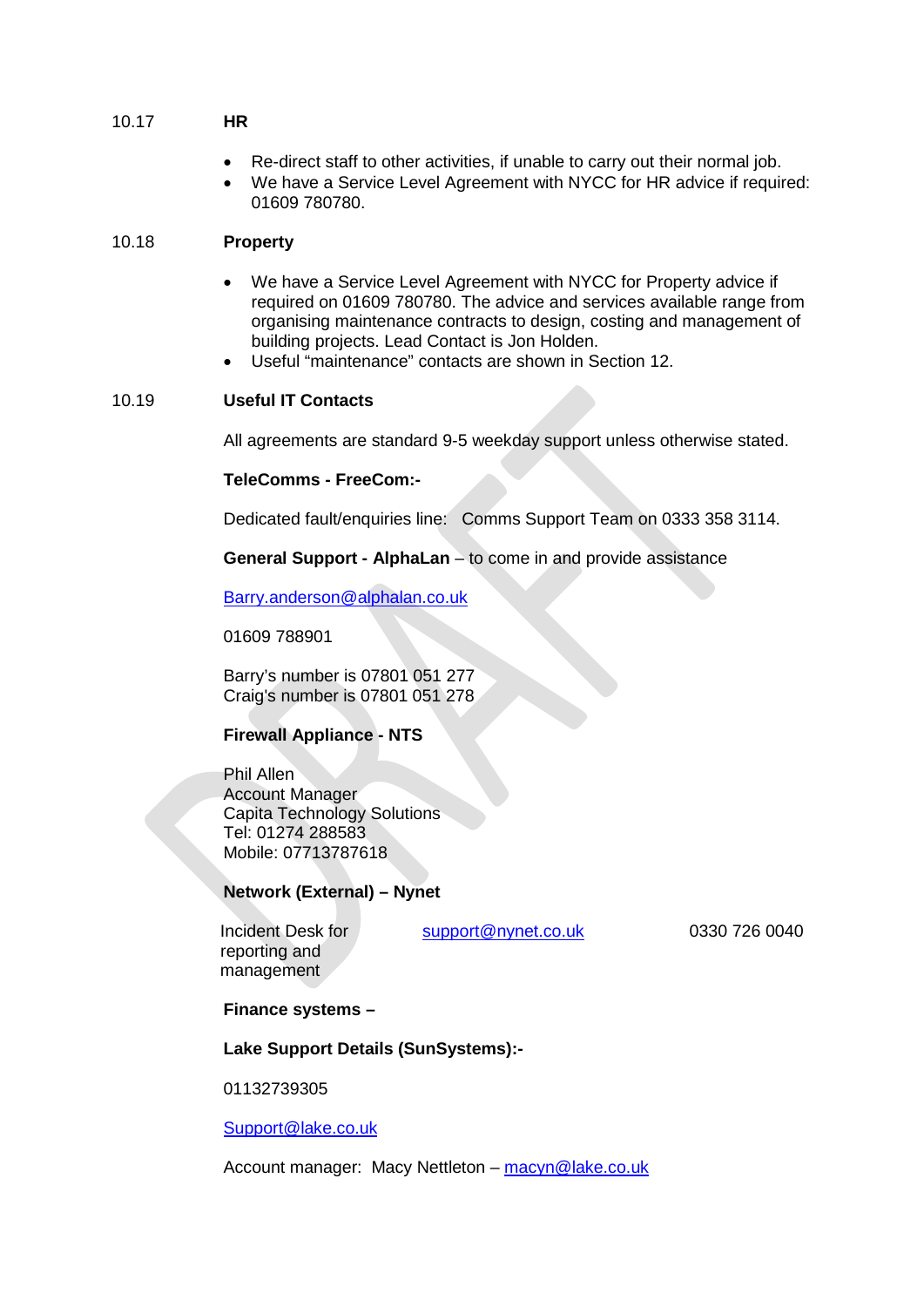## 10.17 HR

- Re-direct staff to other activities, if unable to carry out their normal job.
- We have a Service Level Agreement with NYCC for HR advice if required: 01609 780780.

## 10.18 Property

- We have a Service Level Agreement with NYCC for Property advice if required on 01609 780780. The advice and services available range from organising maintenance contracts to design, costing and management of building projects. Lead Contact is Jon Holden.
- Useful "maintenance" contacts are shown in Section 12.

## 10.19 Useful IT Contacts

All agreements are standard 9-5 weekday support unless otherwise stated.

**TeleComms - FreeCom:-**

Dedicated fault/enquiries line: Comms Support Team on 0333 358 3114.

**General Support - AlphaLan** – to come in and provide assistance

Barry.anderson@alphalan.co.uk

01609 788901

Barry's number is 07801 051 277
Craig's number is 07801 051 278

**Firewall Appliance - NTS**

Phil Allen
Account Manager
Capita Technology Solutions
Tel: 01274 288583
Mobile: 07713787618

**Network (External) – Nynet**

| Incident Desk for reporting and management | support@nynet.co.uk | 0330 726 0040 |
|---|---|---|

**Finance systems –**

**Lake Support Details (SunSystems):-**

01132739305

Support@lake.co.uk

Account manager: Macy Nettleton – macyn@lake.co.uk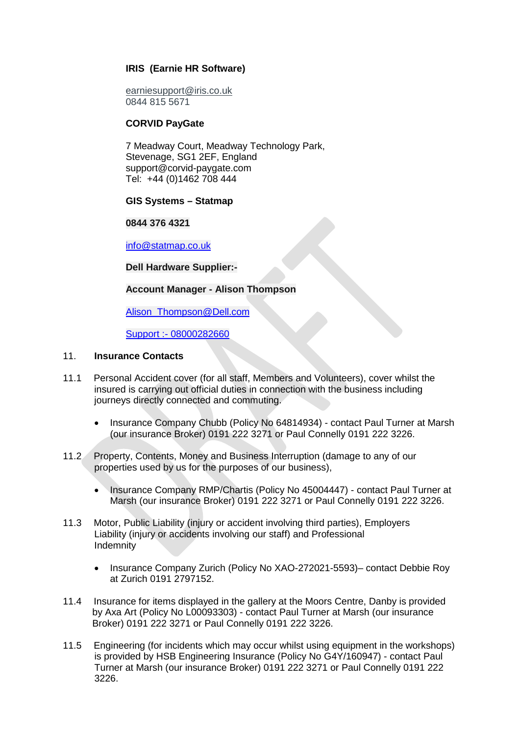**IRIS (Earnie HR Software)**

earniesupport@iris.co.uk
0844 815 5671

**CORVID PayGate**

7 Meadway Court, Meadway Technology Park,
Stevenage, SG1 2EF, England
support@corvid-paygate.com
Tel: +44 (0)1462 708 444

**GIS Systems – Statmap**

**0844 376 4321**

info@statmap.co.uk

**Dell Hardware Supplier:-**

**Account Manager - Alison Thompson**

Alison_Thompson@Dell.com

Support :- 08000282660

## 11. Insurance Contacts

11.1 Personal Accident cover (for all staff, Members and Volunteers), cover whilst the insured is carrying out official duties in connection with the business including journeys directly connected and commuting.

- Insurance Company Chubb (Policy No 64814934) - contact Paul Turner at Marsh (our insurance Broker) 0191 222 3271 or Paul Connelly 0191 222 3226.

11.2 Property, Contents, Money and Business Interruption (damage to any of our properties used by us for the purposes of our business),

- Insurance Company RMP/Chartis (Policy No 45004447) - contact Paul Turner at Marsh (our insurance Broker) 0191 222 3271 or Paul Connelly 0191 222 3226.

11.3 Motor, Public Liability (injury or accident involving third parties), Employers Liability (injury or accidents involving our staff) and Professional Indemnity

- Insurance Company Zurich (Policy No XAO-272021-5593)– contact Debbie Roy at Zurich 0191 2797152.

11.4 Insurance for items displayed in the gallery at the Moors Centre, Danby is provided by Axa Art (Policy No L00093303) - contact Paul Turner at Marsh (our insurance Broker) 0191 222 3271 or Paul Connelly 0191 222 3226.

11.5 Engineering (for incidents which may occur whilst using equipment in the workshops) is provided by HSB Engineering Insurance (Policy No G4Y/160947) - contact Paul Turner at Marsh (our insurance Broker) 0191 222 3271 or Paul Connelly 0191 222 3226.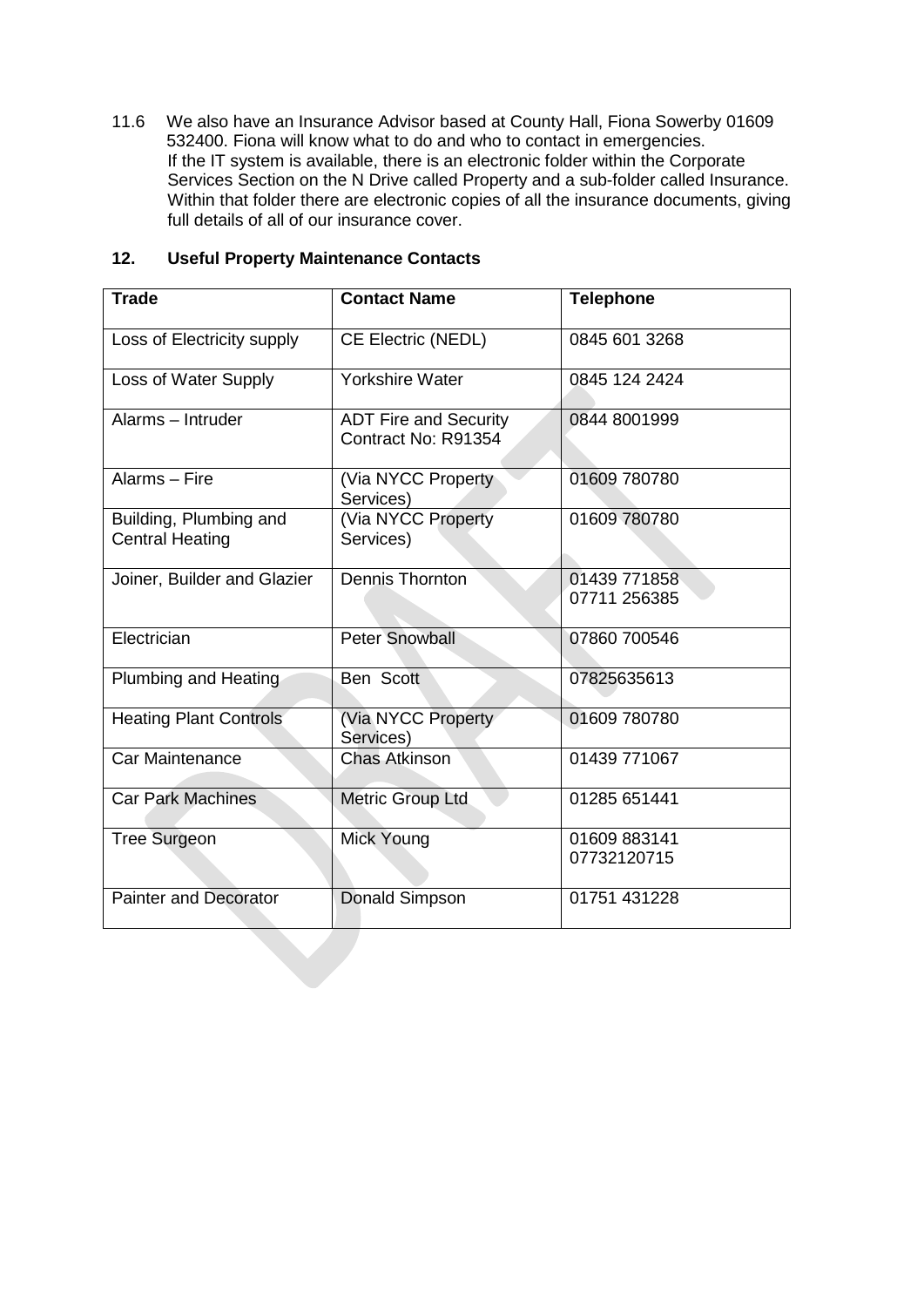11.6 We also have an Insurance Advisor based at County Hall, Fiona Sowerby 01609 532400. Fiona will know what to do and who to contact in emergencies. If the IT system is available, there is an electronic folder within the Corporate Services Section on the N Drive called Property and a sub-folder called Insurance. Within that folder there are electronic copies of all the insurance documents, giving full details of all of our insurance cover.

## 12. Useful Property Maintenance Contacts

| Trade | Contact Name | Telephone |
|---|---|---|
| Loss of Electricity supply | CE Electric (NEDL) | 0845 601 3268 |
| Loss of Water Supply | Yorkshire Water | 0845 124 2424 |
| Alarms – Intruder | ADT Fire and Security<br>Contract No: R91354 | 0844 8001999 |
| Alarms – Fire | (Via NYCC Property Services) | 01609 780780 |
| Building, Plumbing and Central Heating | (Via NYCC Property Services) | 01609 780780 |
| Joiner, Builder and Glazier | Dennis Thornton | 01439 771858<br>07711 256385 |
| Electrician | Peter Snowball | 07860 700546 |
| Plumbing and Heating | Ben Scott | 07825635613 |
| Heating Plant Controls | (Via NYCC Property Services) | 01609 780780 |
| Car Maintenance | Chas Atkinson | 01439 771067 |
| Car Park Machines | Metric Group Ltd | 01285 651441 |
| Tree Surgeon | Mick Young | 01609 883141<br>07732120715 |
| Painter and Decorator | Donald Simpson | 01751 431228 |